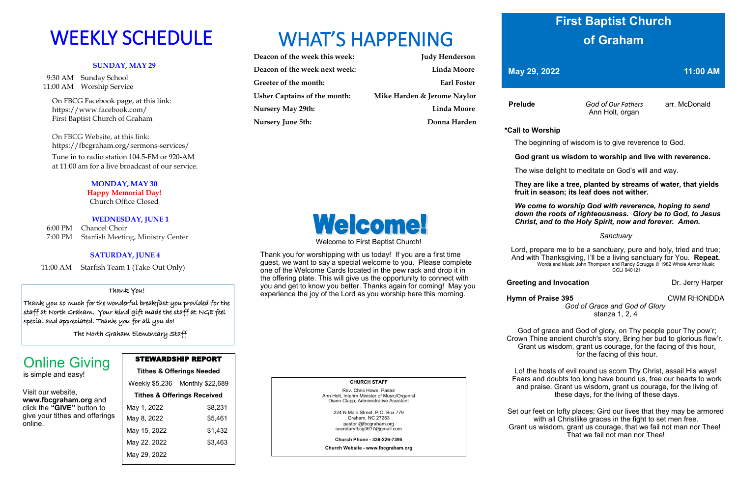# WEEKLY SCHEDULE

**SUNDAY, MAY 29**

9:30 AM Sunday School
11:00 AM Worship Service

On FBCG Facebook page, at this link:
https://www.facebook.com/
First Baptist Church of Graham

On FBCG Website, at this link:
https://fbcgraham.org/sermons-services/

Tune in to radio station 104.5-FM or 920-AM at 11:00 am for a live broadcast of our service.

**MONDAY, MAY 30**
**Happy Memorial Day!**
Church Office Closed

**WEDNESDAY, JUNE 1**

6:00 PM Chancel Choir
7:00 PM Starfish Meeting, Ministry Center

**SATURDAY, JUNE 4**

11:00 AM Starfish Team 1 (Take-Out Only)

Thank You!

Thank you so much for the wonderful breakfast you provided for the staff at North Graham. Your kind gift made the staff at NGE feel special and appreciated. Thank you for all you do!

The North Graham Elementary Staff

## Online Giving

is simple and easy!

Visit our website, **www.fbcgraham.org** and click the **"GIVE"** button to give your tithes and offerings online.

| STEWARDSHIP REPORT | |
|---|---|
| **Tithes & Offerings Needed** | |
| Weekly $5,236 | Monthly $22,689 |
| **Tithes & Offerings Received** | |
| May 1, 2022 | $8,231 |
| May 8, 2022 | $5,461 |
| May 15, 2022 | $1,432 |
| May 22, 2022 | $3,463 |
| May 29, 2022 | |

# WHAT'S HAPPENING

| | |
|---|---|
| **Deacon of the week this week:** | **Judy Henderson** |
| **Deacon of the week next week:** | **Linda Moore** |
| **Greeter of the month:** | **Earl Foster** |
| **Usher Captains of the month:** | **Mike Harden & Jerome Naylor** |
| **Nursery May 29th:** | **Linda Moore** |
| **Nursery June 5th:** | **Donna Harden** |

**Welcome!**

Welcome to First Baptist Church!

Thank you for worshipping with us today! If you are a first time guest, we want to say a special welcome to you. Please complete one of the Welcome Cards located in the pew rack and drop it in the offering plate. This will give us the opportunity to connect with you and get to know you better. Thanks again for coming! May you experience the joy of the Lord as you worship here this morning.

**CHURCH STAFF**

Rev. Chris Howe, Pastor
Ann Holt, Interim Minister of Music/Organist
Diann Clapp, Administrative Assistant

224 N Main Street, P.O. Box 779
Graham, NC 27253
pastor @fbcgraham.org
secretaryfbcg0617@gmail.com

**Church Phone - 336-226-7395**

**Church Website - www.fbcgraham.org**

# First Baptist Church of Graham

**May 29, 2022** **11:00 AM**

**Prelude** *God of Our Fathers* arr. McDonald
Ann Holt, organ

**\*Call to Worship**

The beginning of wisdom is to give reverence to God.

**God grant us wisdom to worship and live with reverence.**

The wise delight to meditate on God's will and way.

**They are like a tree, planted by streams of water, that yields fruit in season; its leaf does not wither.**

***We come to worship God with reverence, hoping to send down the roots of righteousness. Glory be to God, to Jesus Christ, and to the Holy Spirit, now and forever. Amen.***

*Sanctuary*

Lord, prepare me to be a sanctuary, pure and holy, tried and true; And with Thanksgiving, I'll be a living sanctuary for You. **Repeat.**

Words and Music John Thompson and Randy Scruggs © 1982 Whole Armor Music CCLI 940121

**Greeting and Invocation** Dr. Jerry Harper

**Hymn of Praise 395** CWM RHONDDA

*God of Grace and God of Glory*
stanza 1, 2, 4

God of grace and God of glory, on Thy people pour Thy pow'r;
Crown Thine ancient church's story, Bring her bud to glorious flow'r.
Grant us wisdom, grant us courage, for the facing of this hour,
for the facing of this hour.

Lo! the hosts of evil round us scorn Thy Christ, assail His ways!
Fears and doubts too long have bound us, free our hearts to work and praise. Grant us wisdom, grant us courage, for the living of these days, for the living of these days.

Set our feet on lofty places; Gird our lives that they may be armored with all Christlike graces in the fight to set men free.
Grant us wisdom, grant us courage, that we fail not man nor Thee!
That we fail not man nor Thee!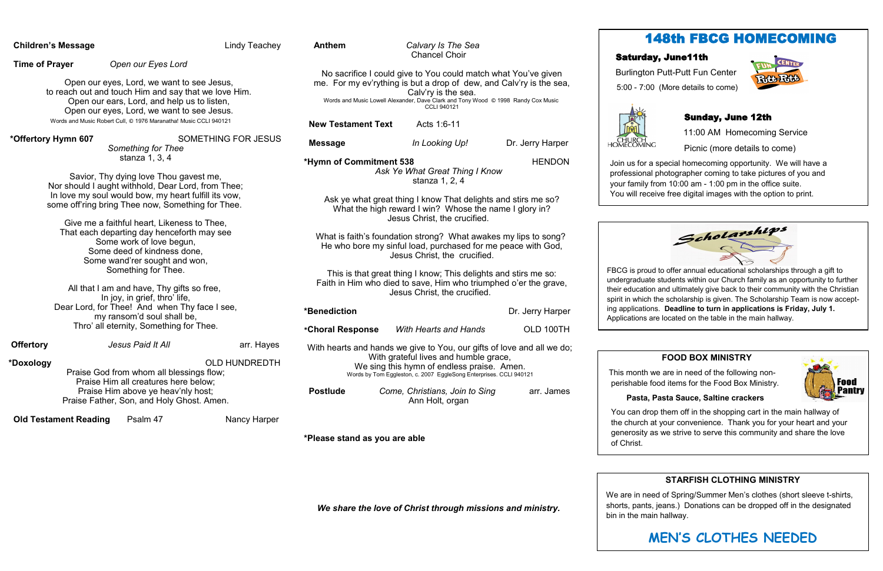**Children's Message** Lindy Teachey

**Time of Prayer** *Open our Eyes Lord*

Open our eyes, Lord, we want to see Jesus,
to reach out and touch Him and say that we love Him.
Open our ears, Lord, and help us to listen,
Open our eyes, Lord, we want to see Jesus.

Words and Music Robert Cull, © 1976 Maranatha! Music CCLI 940121

**\*Offertory Hymn 607** SOMETHING FOR JESUS

*Something for Thee*
stanza 1, 3, 4

Savior, Thy dying love Thou gavest me,
Nor should I aught withhold, Dear Lord, from Thee;
In love my soul would bow, my heart fulfill its vow,
some off'ring bring Thee now, Something for Thee.

Give me a faithful heart, Likeness to Thee,
That each departing day henceforth may see
Some work of love begun,
Some deed of kindness done,
Some wand'rer sought and won,
Something for Thee.

All that I am and have, Thy gifts so free,
In joy, in grief, thro' life,
Dear Lord, for Thee! And when Thy face I see,
my ransom'd soul shall be,
Thro' all eternity, Something for Thee.

**Offertory** *Jesus Paid It All* arr. Hayes

**\*Doxology** OLD HUNDREDTH

Praise God from whom all blessings flow;
Praise Him all creatures here below;
Praise Him above ye heav'nly host;
Praise Father, Son, and Holy Ghost. Amen.

**Old Testament Reading** Psalm 47 Nancy Harper

**Anthem** *Calvary Is The Sea*
Chancel Choir

No sacrifice I could give to You could match what You've given me. For my ev'rything is but a drop of dew, and Calv'ry is the sea, Calv'ry is the sea.

Words and Music Lowell Alexander, Dave Clark and Tony Wood © 1998 Randy Cox Music CCLI 940121

**New Testament Text** Acts 1:6-11

**Message** *In Looking Up!* Dr. Jerry Harper

**\*Hymn of Commitment 538** HENDON

*Ask Ye What Great Thing I Know*
stanza 1, 2, 4

Ask ye what great thing I know That delights and stirs me so?
What the high reward I win? Whose the name I glory in?
Jesus Christ, the crucified.

What is faith's foundation strong? What awakes my lips to song?
He who bore my sinful load, purchased for me peace with God,
Jesus Christ, the crucified.

This is that great thing I know; This delights and stirs me so:
Faith in Him who died to save, Him who triumphed o'er the grave,
Jesus Christ, the crucified.

**\*Benediction** Dr. Jerry Harper

**\*Choral Response** *With Hearts and Hands* OLD 100TH

With hearts and hands we give to You, our gifts of love and all we do;
With grateful lives and humble grace,
We sing this hymn of endless praise. Amen.

Words by Tom Eggleston, c. 2007 EggleSong Enterprises. CCLI 940121

**Postlude** *Come, Christians, Join to Sing* arr. James
Ann Holt, organ

**\*Please stand as you are able**

***We share the love of Christ through missions and ministry.***

## 148th FBCG HOMECOMING

**Saturday, June11th**

Burlington Putt-Putt Fun Center
5:00 - 7:00 (More details to come)

**Sunday, June 12th**

11:00 AM Homecoming Service

Picnic (more details to come)

Join us for a special homecoming opportunity. We will have a professional photographer coming to take pictures of you and your family from 10:00 am - 1:00 pm in the office suite. You will receive free digital images with the option to print.

## Scholarships

FBCG is proud to offer annual educational scholarships through a gift to undergraduate students within our Church family as an opportunity to further their education and ultimately give back to their community with the Christian spirit in which the scholarship is given. The Scholarship Team is now accepting applications. **Deadline to turn in applications is Friday, July 1.** Applications are located on the table in the main hallway.

### FOOD BOX MINISTRY

This month we are in need of the following non-perishable food items for the Food Box Ministry.

**Pasta, Pasta Sauce, Saltine crackers**

You can drop them off in the shopping cart in the main hallway of the church at your convenience. Thank you for your heart and your generosity as we strive to serve this community and share the love of Christ.

### STARFISH CLOTHING MINISTRY

We are in need of Spring/Summer Men's clothes (short sleeve t-shirts, shorts, pants, jeans.) Donations can be dropped off in the designated bin in the main hallway.

## MEN'S CLOTHES NEEDED